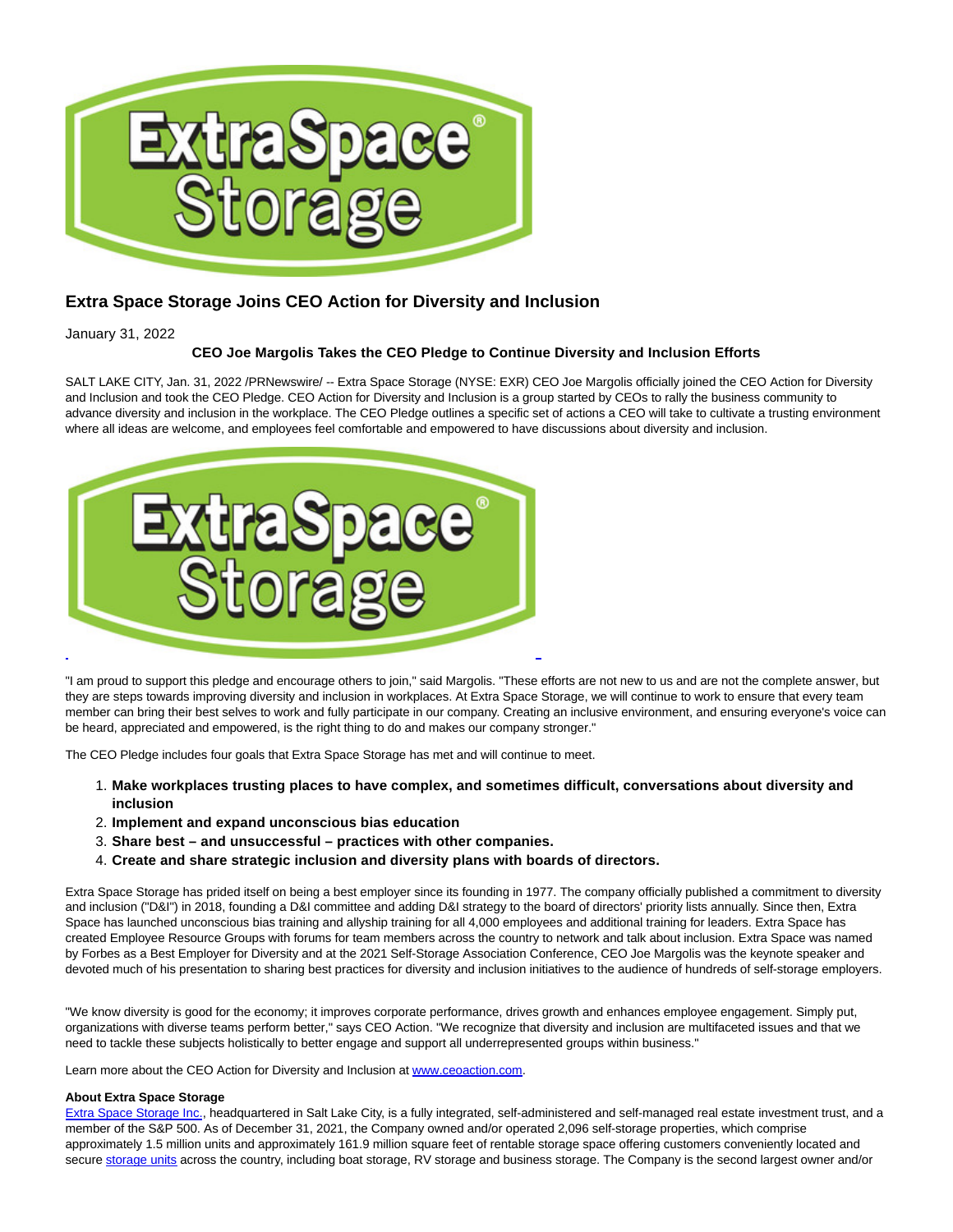## Extra Space Storage Joins CEO Action for Diversity and Inclusion

January 31, 2022

**CEO Joe Margolis Takes the CEO Pledge to Continue Diversity and Inclusion Efforts**

SALT LAKE CITY, Jan. 31, 2022 /PRNewswire/ -- Extra Space Storage (NYSE: EXR) CEO Joe Margolis officially joined the CEO Action for Diversity and Inclusion and took the CEO Pledge. CEO Action for Diversity and Inclusion is a group started by CEOs to rally the business community to advance diversity and inclusion in the workplace. The CEO Pledge outlines a specific set of actions a CEO will take to cultivate a trusting environment where all ideas are welcome, and employees feel comfortable and empowered to have discussions about diversity and inclusion.

"I am proud to support this pledge and encourage others to join," said Margolis. "These efforts are not new to us and are not the complete answer, but they are steps towards improving diversity and inclusion in workplaces. At Extra Space Storage, we will continue to work to ensure that every team member can bring their best selves to work and fully participate in our company. Creating an inclusive environment, and ensuring everyone's voice can be heard, appreciated and empowered, is the right thing to do and makes our company stronger."

The CEO Pledge includes four goals that Extra Space Storage has met and will continue to meet.

1. **Make workplaces trusting places to have complex, and sometimes difficult, conversations about diversity and inclusion**
2. **Implement and expand unconscious bias education**
3. **Share best – and unsuccessful – practices with other companies.**
4. **Create and share strategic inclusion and diversity plans with boards of directors.**

Extra Space Storage has prided itself on being a best employer since its founding in 1977. The company officially published a commitment to diversity and inclusion ("D&I") in 2018, founding a D&I committee and adding D&I strategy to the board of directors' priority lists annually. Since then, Extra Space has launched unconscious bias training and allyship training for all 4,000 employees and additional training for leaders. Extra Space has created Employee Resource Groups with forums for team members across the country to network and talk about inclusion. Extra Space was named by Forbes as a Best Employer for Diversity and at the 2021 Self-Storage Association Conference, CEO Joe Margolis was the keynote speaker and devoted much of his presentation to sharing best practices for diversity and inclusion initiatives to the audience of hundreds of self-storage employers.

"We know diversity is good for the economy; it improves corporate performance, drives growth and enhances employee engagement. Simply put, organizations with diverse teams perform better," says CEO Action. "We recognize that diversity and inclusion are multifaceted issues and that we need to tackle these subjects holistically to better engage and support all underrepresented groups within business."

Learn more about the CEO Action for Diversity and Inclusion at www.ceoaction.com.

**About Extra Space Storage**

Extra Space Storage Inc., headquartered in Salt Lake City, is a fully integrated, self-administered and self-managed real estate investment trust, and a member of the S&P 500. As of December 31, 2021, the Company owned and/or operated 2,096 self-storage properties, which comprise approximately 1.5 million units and approximately 161.9 million square feet of rentable storage space offering customers conveniently located and secure storage units across the country, including boat storage, RV storage and business storage. The Company is the second largest owner and/or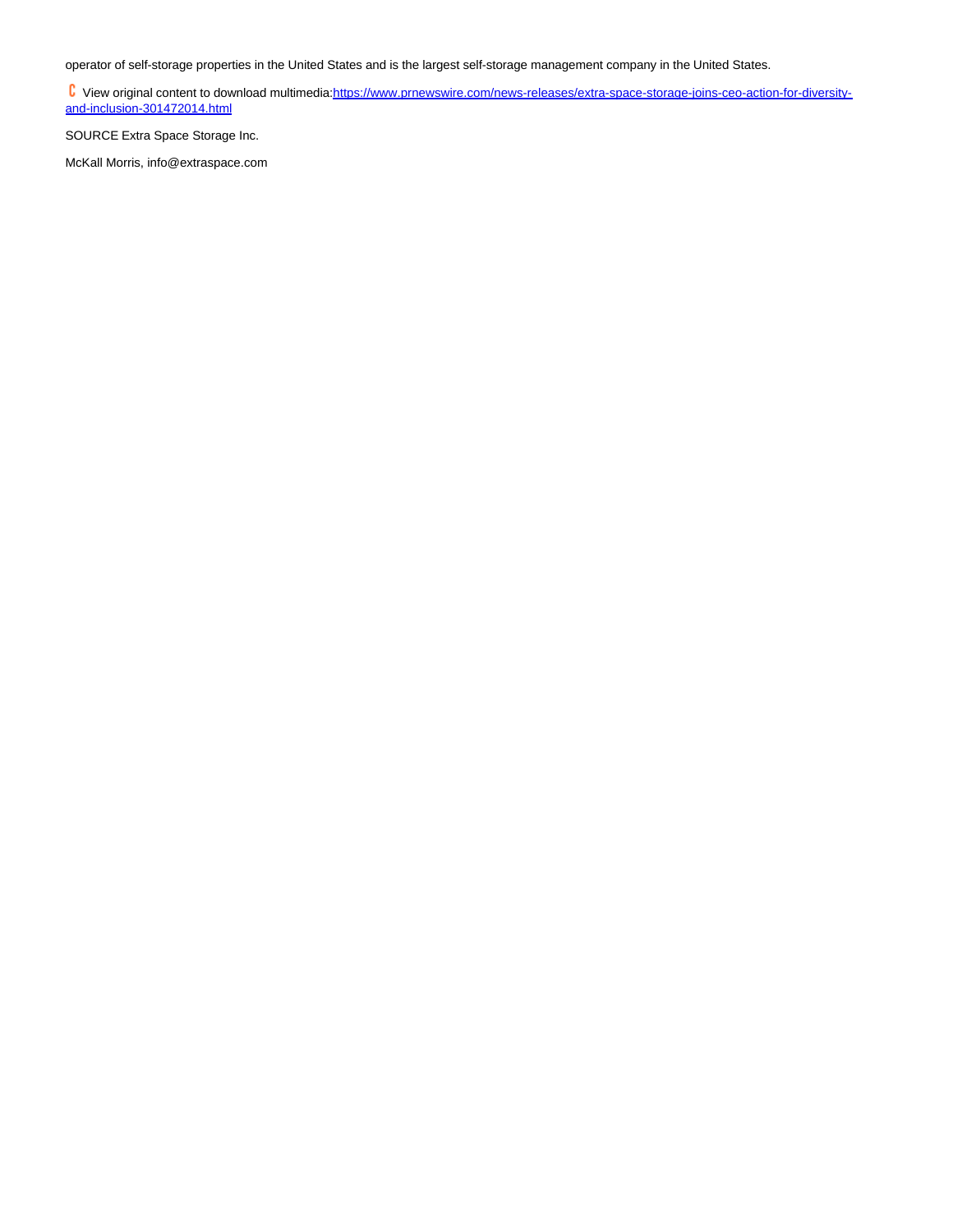operator of self-storage properties in the United States and is the largest self-storage management company in the United States.

View original content to download multimedia:https://www.prnewswire.com/news-releases/extra-space-storage-joins-ceo-action-for-diversity-and-inclusion-301472014.html

SOURCE Extra Space Storage Inc.

McKall Morris, info@extraspace.com